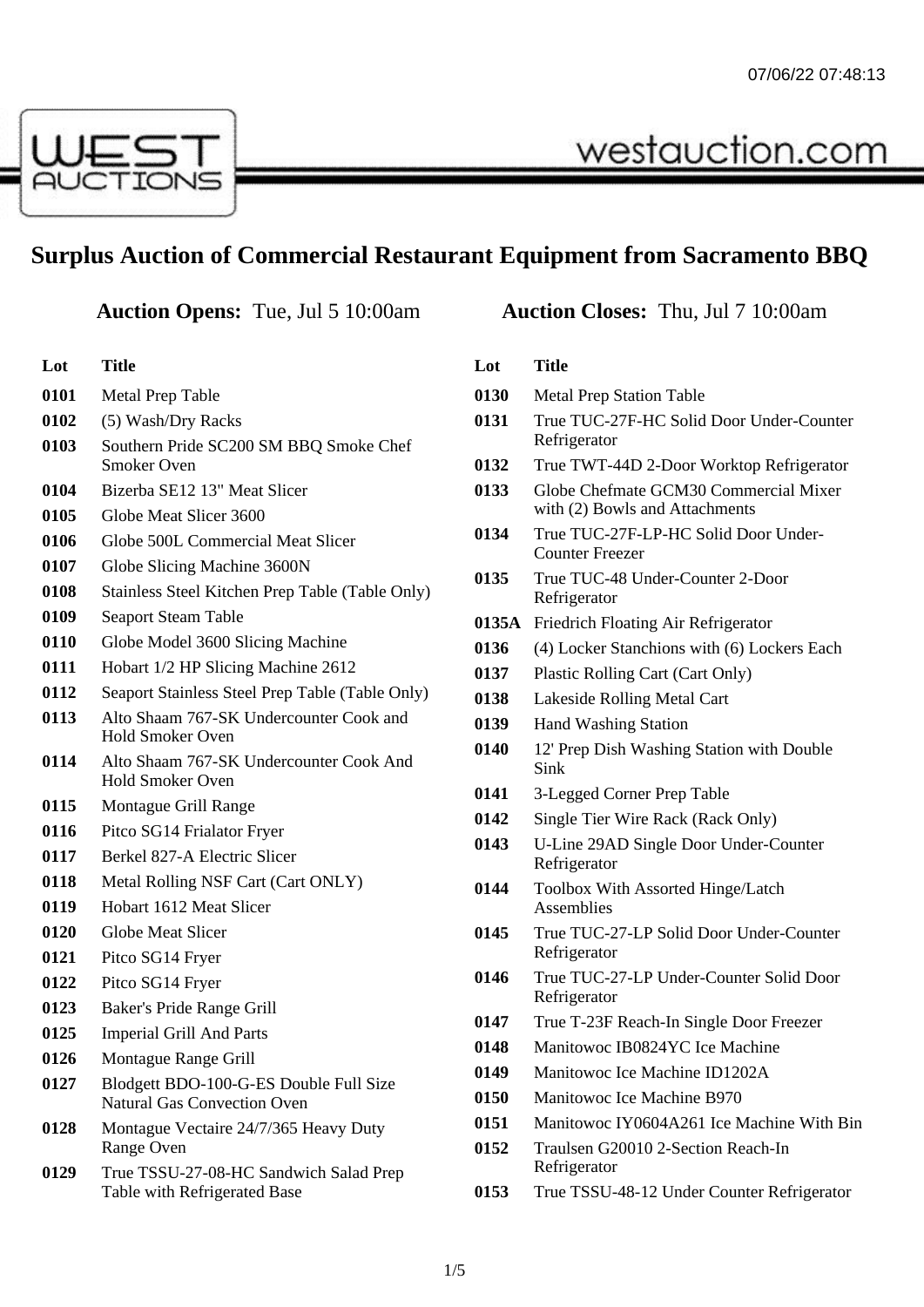# Surplus Auction of Commercial Restaurant Equipment from Sacramento BBQ

**Auction Opens:** Tue, Jul 5 10:00am

**Auction Closes:** Thu, Jul 7 10:00am

| Lot | Title |
|---|---|
| 0101 | Metal Prep Table |
| 0102 | (5) Wash/Dry Racks |
| 0103 | Southern Pride SC200 SM BBQ Smoke Chef Smoker Oven |
| 0104 | Bizerba SE12 13" Meat Slicer |
| 0105 | Globe Meat Slicer 3600 |
| 0106 | Globe 500L Commercial Meat Slicer |
| 0107 | Globe Slicing Machine 3600N |
| 0108 | Stainless Steel Kitchen Prep Table (Table Only) |
| 0109 | Seaport Steam Table |
| 0110 | Globe Model 3600 Slicing Machine |
| 0111 | Hobart 1/2 HP Slicing Machine 2612 |
| 0112 | Seaport Stainless Steel Prep Table (Table Only) |
| 0113 | Alto Shaam 767-SK Undercounter Cook and Hold Smoker Oven |
| 0114 | Alto Shaam 767-SK Undercounter Cook And Hold Smoker Oven |
| 0115 | Montague Grill Range |
| 0116 | Pitco SG14 Frialator Fryer |
| 0117 | Berkel 827-A Electric Slicer |
| 0118 | Metal Rolling NSF Cart (Cart ONLY) |
| 0119 | Hobart 1612 Meat Slicer |
| 0120 | Globe Meat Slicer |
| 0121 | Pitco SG14 Fryer |
| 0122 | Pitco SG14 Fryer |
| 0123 | Baker's Pride Range Grill |
| 0125 | Imperial Grill And Parts |
| 0126 | Montague Range Grill |
| 0127 | Blodgett BDO-100-G-ES Double Full Size Natural Gas Convection Oven |
| 0128 | Montague Vectaire 24/7/365 Heavy Duty Range Oven |
| 0129 | True TSSU-27-08-HC Sandwich Salad Prep Table with Refrigerated Base |
| 0130 | Metal Prep Station Table |
| 0131 | True TUC-27F-HC Solid Door Under-Counter Refrigerator |
| 0132 | True TWT-44D 2-Door Worktop Refrigerator |
| 0133 | Globe Chefmate GCM30 Commercial Mixer with (2) Bowls and Attachments |
| 0134 | True TUC-27F-LP-HC Solid Door Under-Counter Freezer |
| 0135 | True TUC-48 Under-Counter 2-Door Refrigerator |
| 0135A | Friedrich Floating Air Refrigerator |
| 0136 | (4) Locker Stanchions with (6) Lockers Each |
| 0137 | Plastic Rolling Cart (Cart Only) |
| 0138 | Lakeside Rolling Metal Cart |
| 0139 | Hand Washing Station |
| 0140 | 12' Prep Dish Washing Station with Double Sink |
| 0141 | 3-Legged Corner Prep Table |
| 0142 | Single Tier Wire Rack (Rack Only) |
| 0143 | U-Line 29AD Single Door Under-Counter Refrigerator |
| 0144 | Toolbox With Assorted Hinge/Latch Assemblies |
| 0145 | True TUC-27-LP Solid Door Under-Counter Refrigerator |
| 0146 | True TUC-27-LP Under-Counter Solid Door Refrigerator |
| 0147 | True T-23F Reach-In Single Door Freezer |
| 0148 | Manitowoc IB0824YC Ice Machine |
| 0149 | Manitowoc Ice Machine ID1202A |
| 0150 | Manitowoc Ice Machine B970 |
| 0151 | Manitowoc IY0604A261 Ice Machine With Bin |
| 0152 | Traulsen G20010 2-Section Reach-In Refrigerator |
| 0153 | True TSSU-48-12 Under Counter Refrigerator |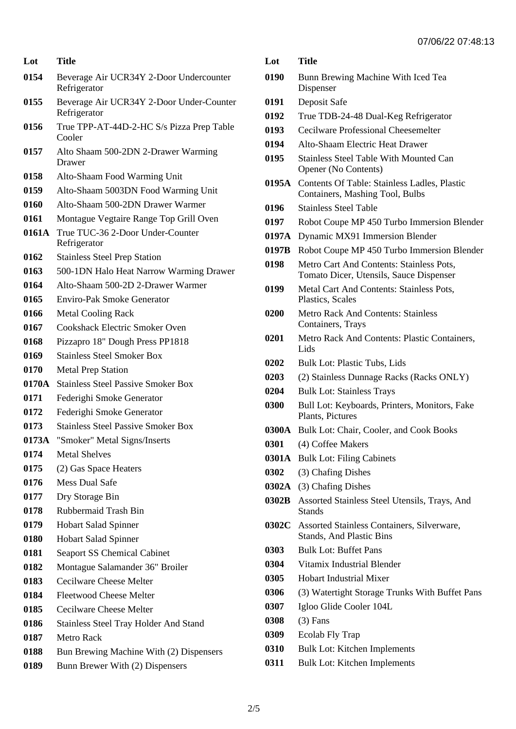| Lot | Title |
|---|---|
| 0154 | Beverage Air UCR34Y 2-Door Undercounter Refrigerator |
| 0155 | Beverage Air UCR34Y 2-Door Under-Counter Refrigerator |
| 0156 | True TPP-AT-44D-2-HC S/s Pizza Prep Table Cooler |
| 0157 | Alto Shaam 500-2DN 2-Drawer Warming Drawer |
| 0158 | Alto-Shaam Food Warming Unit |
| 0159 | Alto-Shaam 5003DN Food Warming Unit |
| 0160 | Alto-Shaam 500-2DN Drawer Warmer |
| 0161 | Montague Vegtaire Range Top Grill Oven |
| 0161A | True TUC-36 2-Door Under-Counter Refrigerator |
| 0162 | Stainless Steel Prep Station |
| 0163 | 500-1DN Halo Heat Narrow Warming Drawer |
| 0164 | Alto-Shaam 500-2D 2-Drawer Warmer |
| 0165 | Enviro-Pak Smoke Generator |
| 0166 | Metal Cooling Rack |
| 0167 | Cookshack Electric Smoker Oven |
| 0168 | Pizzapro 18" Dough Press PP1818 |
| 0169 | Stainless Steel Smoker Box |
| 0170 | Metal Prep Station |
| 0170A | Stainless Steel Passive Smoker Box |
| 0171 | Federighi Smoke Generator |
| 0172 | Federighi Smoke Generator |
| 0173 | Stainless Steel Passive Smoker Box |
| 0173A | "Smoker" Metal Signs/Inserts |
| 0174 | Metal Shelves |
| 0175 | (2) Gas Space Heaters |
| 0176 | Mess Dual Safe |
| 0177 | Dry Storage Bin |
| 0178 | Rubbermaid Trash Bin |
| 0179 | Hobart Salad Spinner |
| 0180 | Hobart Salad Spinner |
| 0181 | Seaport SS Chemical Cabinet |
| 0182 | Montague Salamander 36" Broiler |
| 0183 | Cecilware Cheese Melter |
| 0184 | Fleetwood Cheese Melter |
| 0185 | Cecilware Cheese Melter |
| 0186 | Stainless Steel Tray Holder And Stand |
| 0187 | Metro Rack |
| 0188 | Bun Brewing Machine With (2) Dispensers |
| 0189 | Bunn Brewer With (2) Dispensers |
| 0190 | Bunn Brewing Machine With Iced Tea Dispenser |
| 0191 | Deposit Safe |
| 0192 | True TDB-24-48 Dual-Keg Refrigerator |
| 0193 | Cecilware Professional Cheesemelter |
| 0194 | Alto-Shaam Electric Heat Drawer |
| 0195 | Stainless Steel Table With Mounted Can Opener (No Contents) |
| 0195A | Contents Of Table: Stainless Ladles, Plastic Containers, Mashing Tool, Bulbs |
| 0196 | Stainless Steel Table |
| 0197 | Robot Coupe MP 450 Turbo Immersion Blender |
| 0197A | Dynamic MX91 Immersion Blender |
| 0197B | Robot Coupe MP 450 Turbo Immersion Blender |
| 0198 | Metro Cart And Contents: Stainless Pots, Tomato Dicer, Utensils, Sauce Dispenser |
| 0199 | Metal Cart And Contents: Stainless Pots, Plastics, Scales |
| 0200 | Metro Rack And Contents: Stainless Containers, Trays |
| 0201 | Metro Rack And Contents: Plastic Containers, Lids |
| 0202 | Bulk Lot: Plastic Tubs, Lids |
| 0203 | (2) Stainless Dunnage Racks (Racks ONLY) |
| 0204 | Bulk Lot: Stainless Trays |
| 0300 | Bull Lot: Keyboards, Printers, Monitors, Fake Plants, Pictures |
| 0300A | Bulk Lot: Chair, Cooler, and Cook Books |
| 0301 | (4) Coffee Makers |
| 0301A | Bulk Lot: Filing Cabinets |
| 0302 | (3) Chafing Dishes |
| 0302A | (3) Chafing Dishes |
| 0302B | Assorted Stainless Steel Utensils, Trays, And Stands |
| 0302C | Assorted Stainless Containers, Silverware, Stands, And Plastic Bins |
| 0303 | Bulk Lot: Buffet Pans |
| 0304 | Vitamix Industrial Blender |
| 0305 | Hobart Industrial Mixer |
| 0306 | (3) Watertight Storage Trunks With Buffet Pans |
| 0307 | Igloo Glide Cooler 104L |
| 0308 | (3) Fans |
| 0309 | Ecolab Fly Trap |
| 0310 | Bulk Lot: Kitchen Implements |
| 0311 | Bulk Lot: Kitchen Implements |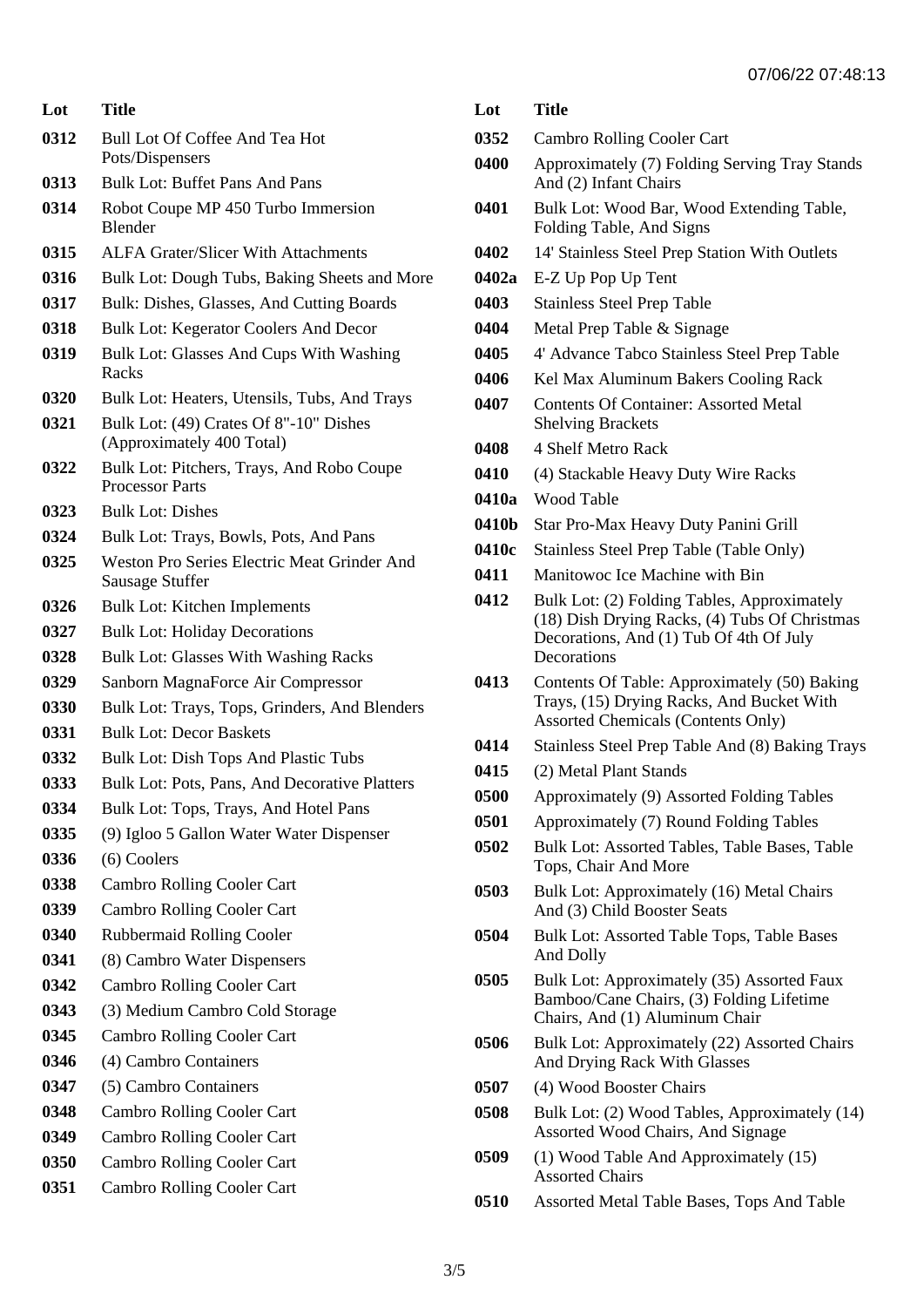| Lot | Title |
| --- | --- |
| 0312 | Bull Lot Of Coffee And Tea Hot Pots/Dispensers |
| 0313 | Bulk Lot: Buffet Pans And Pans |
| 0314 | Robot Coupe MP 450 Turbo Immersion Blender |
| 0315 | ALFA Grater/Slicer With Attachments |
| 0316 | Bulk Lot: Dough Tubs, Baking Sheets and More |
| 0317 | Bulk: Dishes, Glasses, And Cutting Boards |
| 0318 | Bulk Lot: Kegerator Coolers And Decor |
| 0319 | Bulk Lot: Glasses And Cups With Washing Racks |
| 0320 | Bulk Lot: Heaters, Utensils, Tubs, And Trays |
| 0321 | Bulk Lot: (49) Crates Of 8"-10" Dishes (Approximately 400 Total) |
| 0322 | Bulk Lot: Pitchers, Trays, And Robo Coupe Processor Parts |
| 0323 | Bulk Lot: Dishes |
| 0324 | Bulk Lot: Trays, Bowls, Pots, And Pans |
| 0325 | Weston Pro Series Electric Meat Grinder And Sausage Stuffer |
| 0326 | Bulk Lot: Kitchen Implements |
| 0327 | Bulk Lot: Holiday Decorations |
| 0328 | Bulk Lot: Glasses With Washing Racks |
| 0329 | Sanborn MagnaForce Air Compressor |
| 0330 | Bulk Lot: Trays, Tops, Grinders, And Blenders |
| 0331 | Bulk Lot: Decor Baskets |
| 0332 | Bulk Lot: Dish Tops And Plastic Tubs |
| 0333 | Bulk Lot: Pots, Pans, And Decorative Platters |
| 0334 | Bulk Lot: Tops, Trays, And Hotel Pans |
| 0335 | (9) Igloo 5 Gallon Water Water Dispenser |
| 0336 | (6) Coolers |
| 0338 | Cambro Rolling Cooler Cart |
| 0339 | Cambro Rolling Cooler Cart |
| 0340 | Rubbermaid Rolling Cooler |
| 0341 | (8) Cambro Water Dispensers |
| 0342 | Cambro Rolling Cooler Cart |
| 0343 | (3) Medium Cambro Cold Storage |
| 0345 | Cambro Rolling Cooler Cart |
| 0346 | (4) Cambro Containers |
| 0347 | (5) Cambro Containers |
| 0348 | Cambro Rolling Cooler Cart |
| 0349 | Cambro Rolling Cooler Cart |
| 0350 | Cambro Rolling Cooler Cart |
| 0351 | Cambro Rolling Cooler Cart |
| 0352 | Cambro Rolling Cooler Cart |
| 0400 | Approximately (7) Folding Serving Tray Stands And (2) Infant Chairs |
| 0401 | Bulk Lot: Wood Bar, Wood Extending Table, Folding Table, And Signs |
| 0402 | 14' Stainless Steel Prep Station With Outlets |
| 0402a | E-Z Up Pop Up Tent |
| 0403 | Stainless Steel Prep Table |
| 0404 | Metal Prep Table & Signage |
| 0405 | 4' Advance Tabco Stainless Steel Prep Table |
| 0406 | Kel Max Aluminum Bakers Cooling Rack |
| 0407 | Contents Of Container: Assorted Metal Shelving Brackets |
| 0408 | 4 Shelf Metro Rack |
| 0410 | (4) Stackable Heavy Duty Wire Racks |
| 0410a | Wood Table |
| 0410b | Star Pro-Max Heavy Duty Panini Grill |
| 0410c | Stainless Steel Prep Table (Table Only) |
| 0411 | Manitowoc Ice Machine with Bin |
| 0412 | Bulk Lot: (2) Folding Tables, Approximately (18) Dish Drying Racks, (4) Tubs Of Christmas Decorations, And (1) Tub Of 4th Of July Decorations |
| 0413 | Contents Of Table: Approximately (50) Baking Trays, (15) Drying Racks, And Bucket With Assorted Chemicals (Contents Only) |
| 0414 | Stainless Steel Prep Table And (8) Baking Trays |
| 0415 | (2) Metal Plant Stands |
| 0500 | Approximately (9) Assorted Folding Tables |
| 0501 | Approximately (7) Round Folding Tables |
| 0502 | Bulk Lot: Assorted Tables, Table Bases, Table Tops, Chair And More |
| 0503 | Bulk Lot: Approximately (16) Metal Chairs And (3) Child Booster Seats |
| 0504 | Bulk Lot: Assorted Table Tops, Table Bases And Dolly |
| 0505 | Bulk Lot: Approximately (35) Assorted Faux Bamboo/Cane Chairs, (3) Folding Lifetime Chairs, And (1) Aluminum Chair |
| 0506 | Bulk Lot: Approximately (22) Assorted Chairs And Drying Rack With Glasses |
| 0507 | (4) Wood Booster Chairs |
| 0508 | Bulk Lot: (2) Wood Tables, Approximately (14) Assorted Wood Chairs, And Signage |
| 0509 | (1) Wood Table And Approximately (15) Assorted Chairs |
| 0510 | Assorted Metal Table Bases, Tops And Table |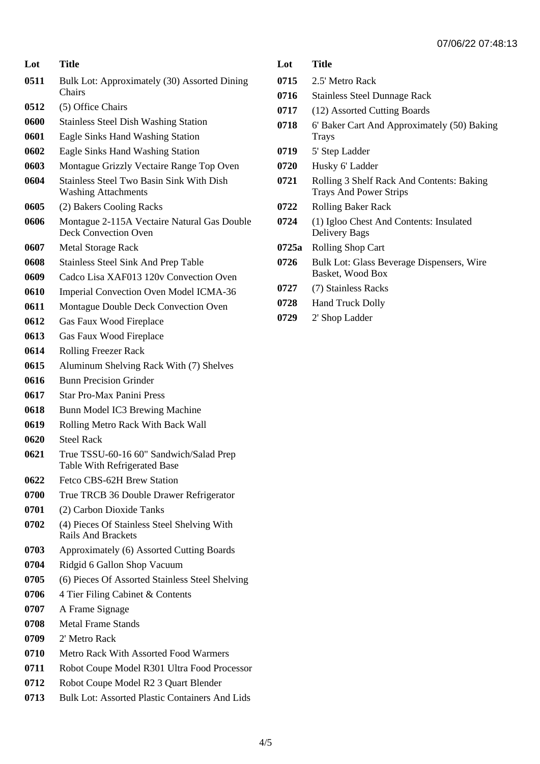| Lot | Title |
| --- | --- |
| 0511 | Bulk Lot: Approximately (30) Assorted Dining Chairs |
| 0512 | (5) Office Chairs |
| 0600 | Stainless Steel Dish Washing Station |
| 0601 | Eagle Sinks Hand Washing Station |
| 0602 | Eagle Sinks Hand Washing Station |
| 0603 | Montague Grizzly Vectaire Range Top Oven |
| 0604 | Stainless Steel Two Basin Sink With Dish Washing Attachments |
| 0605 | (2) Bakers Cooling Racks |
| 0606 | Montague 2-115A Vectaire Natural Gas Double Deck Convection Oven |
| 0607 | Metal Storage Rack |
| 0608 | Stainless Steel Sink And Prep Table |
| 0609 | Cadco Lisa XAF013 120v Convection Oven |
| 0610 | Imperial Convection Oven Model ICMA-36 |
| 0611 | Montague Double Deck Convection Oven |
| 0612 | Gas Faux Wood Fireplace |
| 0613 | Gas Faux Wood Fireplace |
| 0614 | Rolling Freezer Rack |
| 0615 | Aluminum Shelving Rack With (7) Shelves |
| 0616 | Bunn Precision Grinder |
| 0617 | Star Pro-Max Panini Press |
| 0618 | Bunn Model IC3 Brewing Machine |
| 0619 | Rolling Metro Rack With Back Wall |
| 0620 | Steel Rack |
| 0621 | True TSSU-60-16 60" Sandwich/Salad Prep Table With Refrigerated Base |
| 0622 | Fetco CBS-62H Brew Station |
| 0700 | True TRCB 36 Double Drawer Refrigerator |
| 0701 | (2) Carbon Dioxide Tanks |
| 0702 | (4) Pieces Of Stainless Steel Shelving With Rails And Brackets |
| 0703 | Approximately (6) Assorted Cutting Boards |
| 0704 | Ridgid 6 Gallon Shop Vacuum |
| 0705 | (6) Pieces Of Assorted Stainless Steel Shelving |
| 0706 | 4 Tier Filing Cabinet & Contents |
| 0707 | A Frame Signage |
| 0708 | Metal Frame Stands |
| 0709 | 2' Metro Rack |
| 0710 | Metro Rack With Assorted Food Warmers |
| 0711 | Robot Coupe Model R301 Ultra Food Processor |
| 0712 | Robot Coupe Model R2 3 Quart Blender |
| 0713 | Bulk Lot: Assorted Plastic Containers And Lids |
| 0715 | 2.5' Metro Rack |
| 0716 | Stainless Steel Dunnage Rack |
| 0717 | (12) Assorted Cutting Boards |
| 0718 | 6' Baker Cart And Approximately (50) Baking Trays |
| 0719 | 5' Step Ladder |
| 0720 | Husky 6' Ladder |
| 0721 | Rolling 3 Shelf Rack And Contents: Baking Trays And Power Strips |
| 0722 | Rolling Baker Rack |
| 0724 | (1) Igloo Chest And Contents: Insulated Delivery Bags |
| 0725a | Rolling Shop Cart |
| 0726 | Bulk Lot: Glass Beverage Dispensers, Wire Basket, Wood Box |
| 0727 | (7) Stainless Racks |
| 0728 | Hand Truck Dolly |
| 0729 | 2' Shop Ladder |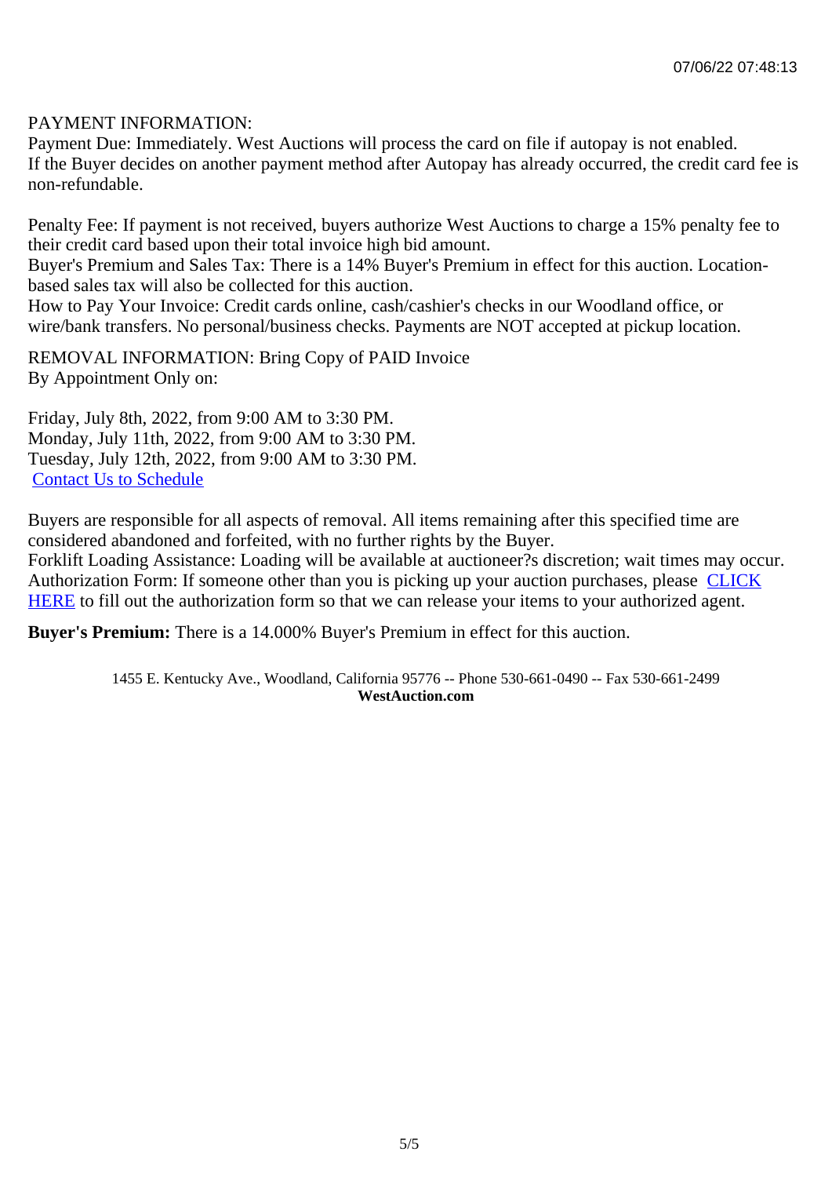07/06/22 07:48:13

PAYMENT INFORMATION:
Payment Due: Immediately. West Auctions will process the card on file if autopay is not enabled. If the Buyer decides on another payment method after Autopay has already occurred, the credit card fee is non-refundable.

Penalty Fee: If payment is not received, buyers authorize West Auctions to charge a 15% penalty fee to their credit card based upon their total invoice high bid amount.
Buyer's Premium and Sales Tax: There is a 14% Buyer's Premium in effect for this auction. Location-based sales tax will also be collected for this auction.
How to Pay Your Invoice: Credit cards online, cash/cashier's checks in our Woodland office, or wire/bank transfers. No personal/business checks. Payments are NOT accepted at pickup location.

REMOVAL INFORMATION: Bring Copy of PAID Invoice
By Appointment Only on:

Friday, July 8th, 2022, from 9:00 AM to 3:30 PM.
Monday, July 11th, 2022, from 9:00 AM to 3:30 PM.
Tuesday, July 12th, 2022, from 9:00 AM to 3:30 PM.
Contact Us to Schedule

Buyers are responsible for all aspects of removal. All items remaining after this specified time are considered abandoned and forfeited, with no further rights by the Buyer.
Forklift Loading Assistance: Loading will be available at auctioneer?s discretion; wait times may occur.
Authorization Form: If someone other than you is picking up your auction purchases, please CLICK HERE to fill out the authorization form so that we can release your items to your authorized agent.

**Buyer's Premium:** There is a 14.000% Buyer's Premium in effect for this auction.

1455 E. Kentucky Ave., Woodland, California 95776 -- Phone 530-661-0490 -- Fax 530-661-2499
**WestAuction.com**